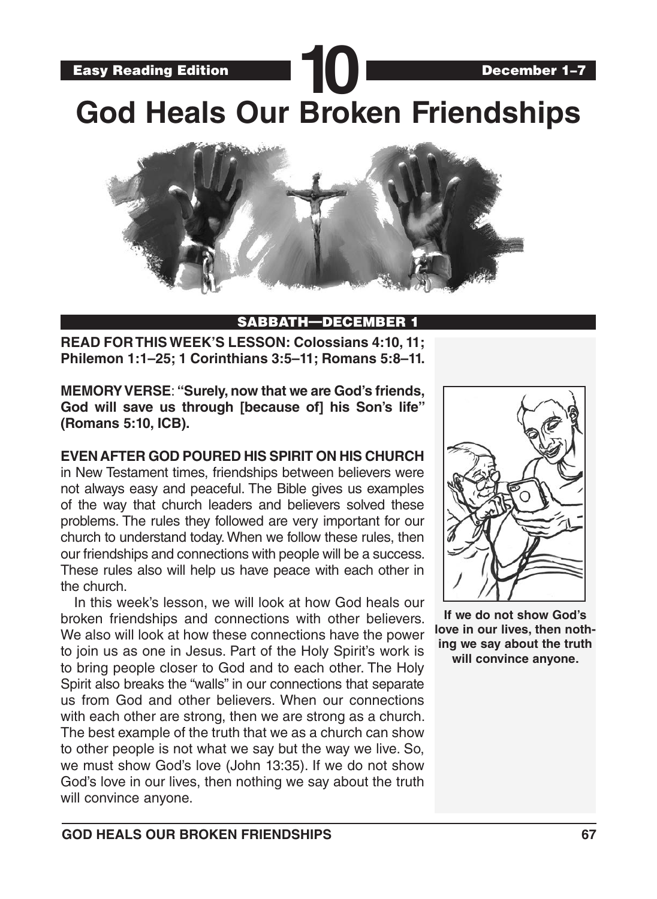Easy Reading Edition **10** December 1–7

# God Heals Our Broken Friendships

## SABBATH—DECEMBER 1

**READ FOR THIS WEEK'S LESSON: Colossians 4:10, 11; Philemon 1:1–25; 1 Corinthians 3:5–11; Romans 5:8–11.**

**MEMORY VERSE**: **"Surely, now that we are God's friends, God will save us through [because of] his Son's life" (Romans 5:10, ICB).**

**EVEN AFTER GOD POURED HIS SPIRIT ON HIS CHURCH** in New Testament times, friendships between believers were not always easy and peaceful. The Bible gives us examples of the way that church leaders and believers solved these problems. The rules they followed are very important for our church to understand today. When we follow these rules, then our friendships and connections with people will be a success. These rules also will help us have peace with each other in the church.

In this week's lesson, we will look at how God heals our broken friendships and connections with other believers. We also will look at how these connections have the power to join us as one in Jesus. Part of the Holy Spirit's work is to bring people closer to God and to each other. The Holy Spirit also breaks the "walls" in our connections that separate us from God and other believers. When our connections with each other are strong, then we are strong as a church. The best example of the truth that we as a church can show to other people is not what we say but the way we live. So, we must show God's love (John 13:35). If we do not show God's love in our lives, then nothing we say about the truth will convince anyone.

**If we do not show God's love in our lives, then nothing we say about the truth will convince anyone.**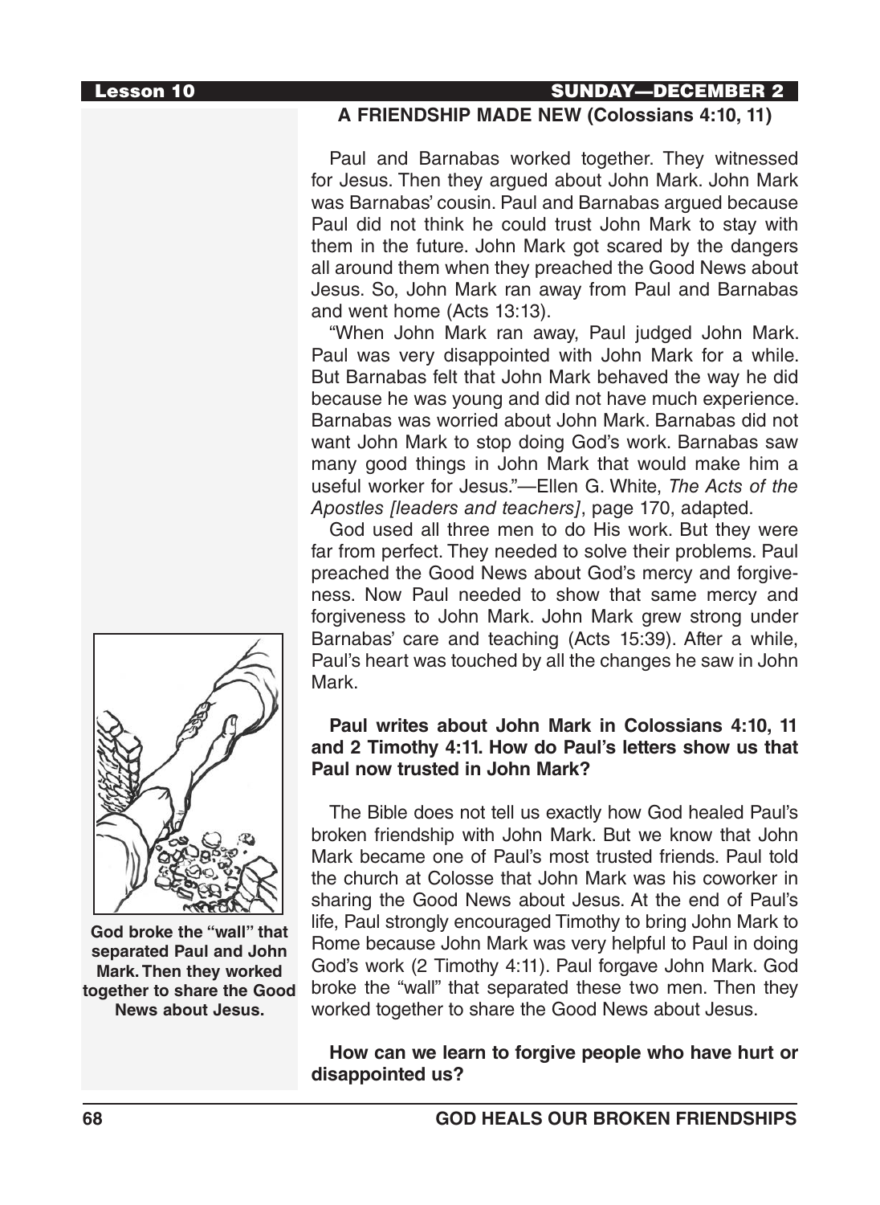## A FRIENDSHIP MADE NEW (Colossians 4:10, 11)

Paul and Barnabas worked together. They witnessed for Jesus. Then they argued about John Mark. John Mark was Barnabas' cousin. Paul and Barnabas argued because Paul did not think he could trust John Mark to stay with them in the future. John Mark got scared by the dangers all around them when they preached the Good News about Jesus. So, John Mark ran away from Paul and Barnabas and went home (Acts 13:13).

"When John Mark ran away, Paul judged John Mark. Paul was very disappointed with John Mark for a while. But Barnabas felt that John Mark behaved the way he did because he was young and did not have much experience. Barnabas was worried about John Mark. Barnabas did not want John Mark to stop doing God's work. Barnabas saw many good things in John Mark that would make him a useful worker for Jesus."—Ellen G. White, *The Acts of the Apostles [leaders and teachers]*, page 170, adapted.

God used all three men to do His work. But they were far from perfect. They needed to solve their problems. Paul preached the Good News about God's mercy and forgiveness. Now Paul needed to show that same mercy and forgiveness to John Mark. John Mark grew strong under Barnabas' care and teaching (Acts 15:39). After a while, Paul's heart was touched by all the changes he saw in John Mark.

**Paul writes about John Mark in Colossians 4:10, 11 and 2 Timothy 4:11. How do Paul's letters show us that Paul now trusted in John Mark?**

The Bible does not tell us exactly how God healed Paul's broken friendship with John Mark. But we know that John Mark became one of Paul's most trusted friends. Paul told the church at Colosse that John Mark was his coworker in sharing the Good News about Jesus. At the end of Paul's life, Paul strongly encouraged Timothy to bring John Mark to Rome because John Mark was very helpful to Paul in doing God's work (2 Timothy 4:11). Paul forgave John Mark. God broke the "wall" that separated these two men. Then they worked together to share the Good News about Jesus.

**God broke the "wall" that separated Paul and John Mark. Then they worked together to share the Good News about Jesus.**

**How can we learn to forgive people who have hurt or disappointed us?**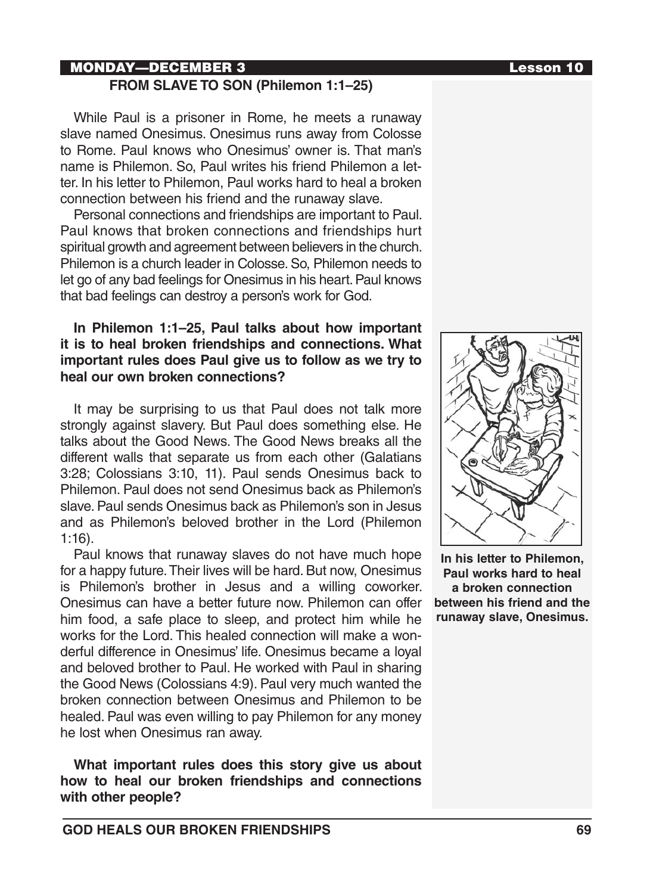**MONDAY—DECEMBER 3** | **Lesson 10**

## FROM SLAVE TO SON (Philemon 1:1–25)

While Paul is a prisoner in Rome, he meets a runaway slave named Onesimus. Onesimus runs away from Colosse to Rome. Paul knows who Onesimus' owner is. That man's name is Philemon. So, Paul writes his friend Philemon a letter. In his letter to Philemon, Paul works hard to heal a broken connection between his friend and the runaway slave.

Personal connections and friendships are important to Paul. Paul knows that broken connections and friendships hurt spiritual growth and agreement between believers in the church. Philemon is a church leader in Colosse. So, Philemon needs to let go of any bad feelings for Onesimus in his heart. Paul knows that bad feelings can destroy a person's work for God.

**In Philemon 1:1–25, Paul talks about how important it is to heal broken friendships and connections. What important rules does Paul give us to follow as we try to heal our own broken connections?**

It may be surprising to us that Paul does not talk more strongly against slavery. But Paul does something else. He talks about the Good News. The Good News breaks all the different walls that separate us from each other (Galatians 3:28; Colossians 3:10, 11). Paul sends Onesimus back to Philemon. Paul does not send Onesimus back as Philemon's slave. Paul sends Onesimus back as Philemon's son in Jesus and as Philemon's beloved brother in the Lord (Philemon 1:16).

Paul knows that runaway slaves do not have much hope for a happy future. Their lives will be hard. But now, Onesimus is Philemon's brother in Jesus and a willing coworker. Onesimus can have a better future now. Philemon can offer him food, a safe place to sleep, and protect him while he works for the Lord. This healed connection will make a wonderful difference in Onesimus' life. Onesimus became a loyal and beloved brother to Paul. He worked with Paul in sharing the Good News (Colossians 4:9). Paul very much wanted the broken connection between Onesimus and Philemon to be healed. Paul was even willing to pay Philemon for any money he lost when Onesimus ran away.

**What important rules does this story give us about how to heal our broken friendships and connections with other people?**

**In his letter to Philemon, Paul works hard to heal a broken connection between his friend and the runaway slave, Onesimus.**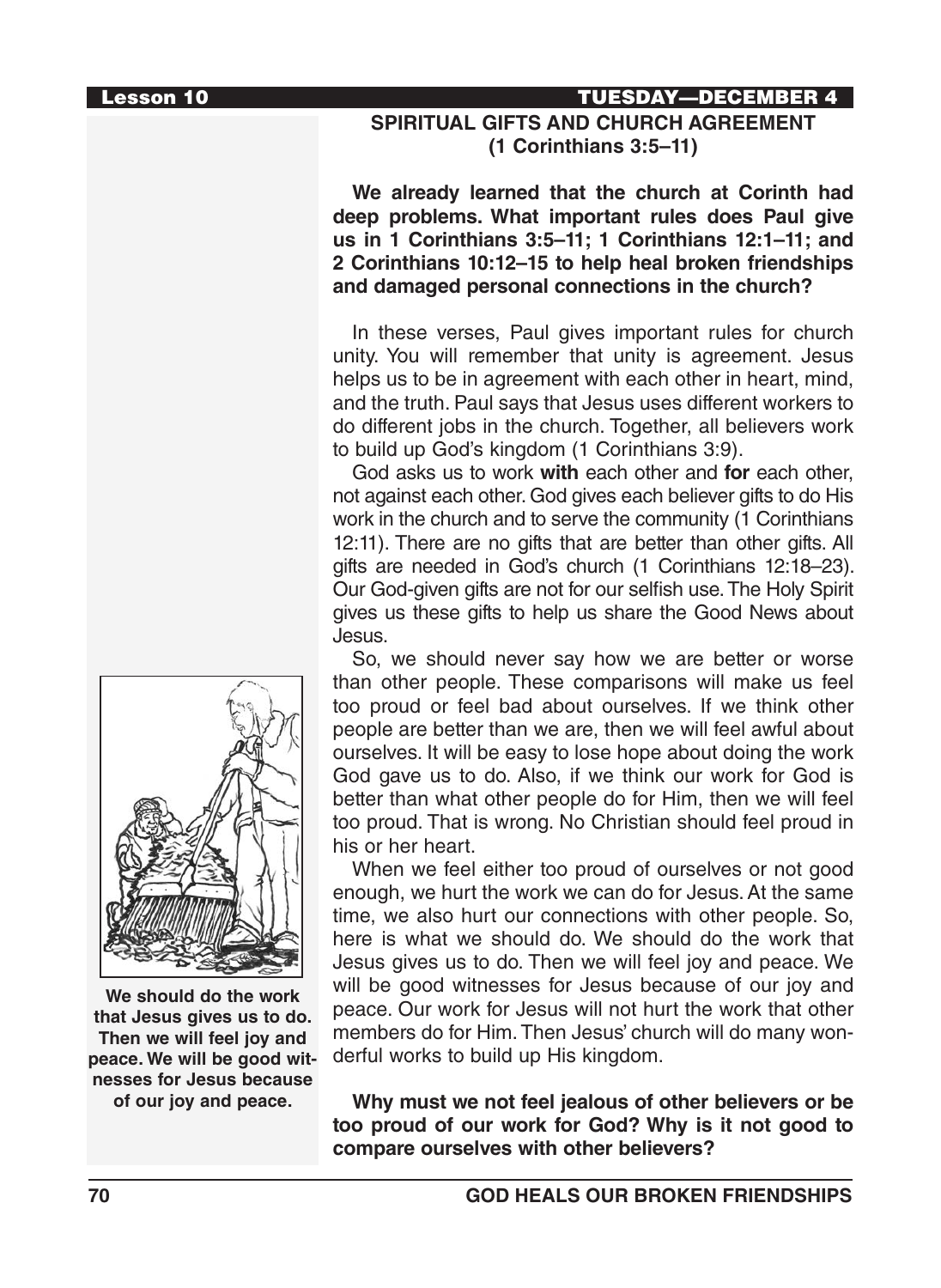## SPIRITUAL GIFTS AND CHURCH AGREEMENT
## (1 Corinthians 3:5–11)

**We already learned that the church at Corinth had deep problems. What important rules does Paul give us in 1 Corinthians 3:5–11; 1 Corinthians 12:1–11; and 2 Corinthians 10:12–15 to help heal broken friendships and damaged personal connections in the church?**

In these verses, Paul gives important rules for church unity. You will remember that unity is agreement. Jesus helps us to be in agreement with each other in heart, mind, and the truth. Paul says that Jesus uses different workers to do different jobs in the church. Together, all believers work to build up God's kingdom (1 Corinthians 3:9).

God asks us to work **with** each other and **for** each other, not against each other. God gives each believer gifts to do His work in the church and to serve the community (1 Corinthians 12:11). There are no gifts that are better than other gifts. All gifts are needed in God's church (1 Corinthians 12:18–23). Our God-given gifts are not for our selfish use. The Holy Spirit gives us these gifts to help us share the Good News about Jesus.

So, we should never say how we are better or worse than other people. These comparisons will make us feel too proud or feel bad about ourselves. If we think other people are better than we are, then we will feel awful about ourselves. It will be easy to lose hope about doing the work God gave us to do. Also, if we think our work for God is better than what other people do for Him, then we will feel too proud. That is wrong. No Christian should feel proud in his or her heart.

When we feel either too proud of ourselves or not good enough, we hurt the work we can do for Jesus. At the same time, we also hurt our connections with other people. So, here is what we should do. We should do the work that Jesus gives us to do. Then we will feel joy and peace. We will be good witnesses for Jesus because of our joy and peace. Our work for Jesus will not hurt the work that other members do for Him. Then Jesus' church will do many wonderful works to build up His kingdom.

**We should do the work that Jesus gives us to do. Then we will feel joy and peace. We will be good witnesses for Jesus because of our joy and peace.**

**Why must we not feel jealous of other believers or be too proud of our work for God? Why is it not good to compare ourselves with other believers?**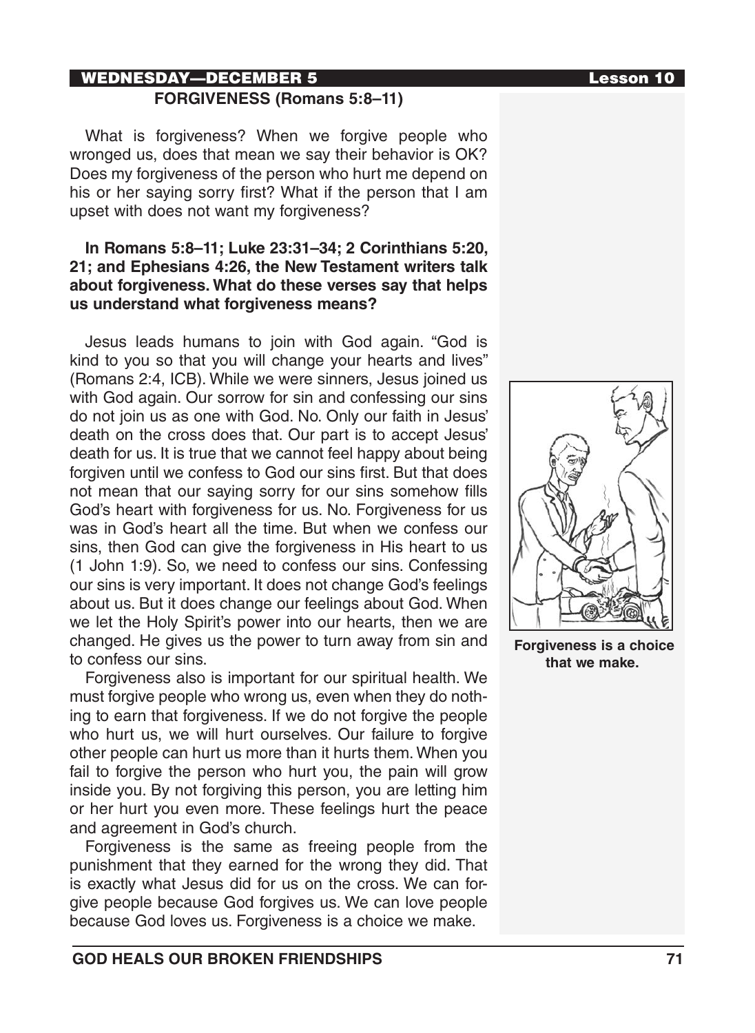## WEDNESDAY—DECEMBER 5

### FORGIVENESS (Romans 5:8–11)

What is forgiveness? When we forgive people who wronged us, does that mean we say their behavior is OK? Does my forgiveness of the person who hurt me depend on his or her saying sorry first? What if the person that I am upset with does not want my forgiveness?

**In Romans 5:8–11; Luke 23:31–34; 2 Corinthians 5:20, 21; and Ephesians 4:26, the New Testament writers talk about forgiveness. What do these verses say that helps us understand what forgiveness means?**

Jesus leads humans to join with God again. "God is kind to you so that you will change your hearts and lives" (Romans 2:4, ICB). While we were sinners, Jesus joined us with God again. Our sorrow for sin and confessing our sins do not join us as one with God. No. Only our faith in Jesus' death on the cross does that. Our part is to accept Jesus' death for us. It is true that we cannot feel happy about being forgiven until we confess to God our sins first. But that does not mean that our saying sorry for our sins somehow fills God's heart with forgiveness for us. No. Forgiveness for us was in God's heart all the time. But when we confess our sins, then God can give the forgiveness in His heart to us (1 John 1:9). So, we need to confess our sins. Confessing our sins is very important. It does not change God's feelings about us. But it does change our feelings about God. When we let the Holy Spirit's power into our hearts, then we are changed. He gives us the power to turn away from sin and to confess our sins.

Forgiveness also is important for our spiritual health. We must forgive people who wrong us, even when they do nothing to earn that forgiveness. If we do not forgive the people who hurt us, we will hurt ourselves. Our failure to forgive other people can hurt us more than it hurts them. When you fail to forgive the person who hurt you, the pain will grow inside you. By not forgiving this person, you are letting him or her hurt you even more. These feelings hurt the peace and agreement in God's church.

Forgiveness is the same as freeing people from the punishment that they earned for the wrong they did. That is exactly what Jesus did for us on the cross. We can forgive people because God forgives us. We can love people because God loves us. Forgiveness is a choice we make.

**Forgiveness is a choice that we make.**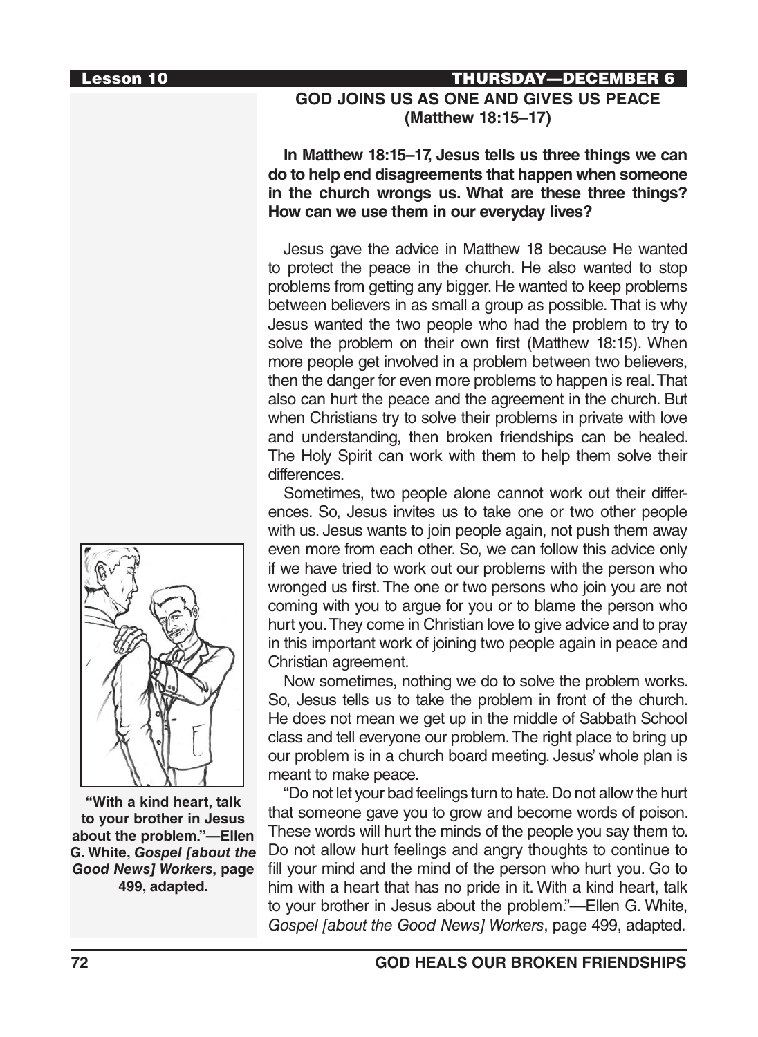## GOD JOINS US AS ONE AND GIVES US PEACE (Matthew 18:15–17)

**In Matthew 18:15–17, Jesus tells us three things we can do to help end disagreements that happen when someone in the church wrongs us. What are these three things? How can we use them in our everyday lives?**

Jesus gave the advice in Matthew 18 because He wanted to protect the peace in the church. He also wanted to stop problems from getting any bigger. He wanted to keep problems between believers in as small a group as possible. That is why Jesus wanted the two people who had the problem to try to solve the problem on their own first (Matthew 18:15). When more people get involved in a problem between two believers, then the danger for even more problems to happen is real. That also can hurt the peace and the agreement in the church. But when Christians try to solve their problems in private with love and understanding, then broken friendships can be healed. The Holy Spirit can work with them to help them solve their differences.

Sometimes, two people alone cannot work out their differences. So, Jesus invites us to take one or two other people with us. Jesus wants to join people again, not push them away even more from each other. So, we can follow this advice only if we have tried to work out our problems with the person who wronged us first. The one or two persons who join you are not coming with you to argue for you or to blame the person who hurt you. They come in Christian love to give advice and to pray in this important work of joining two people again in peace and Christian agreement.

Now sometimes, nothing we do to solve the problem works. So, Jesus tells us to take the problem in front of the church. He does not mean we get up in the middle of Sabbath School class and tell everyone our problem. The right place to bring up our problem is in a church board meeting. Jesus' whole plan is meant to make peace.

"Do not let your bad feelings turn to hate. Do not allow the hurt that someone gave you to grow and become words of poison. These words will hurt the minds of the people you say them to. Do not allow hurt feelings and angry thoughts to continue to fill your mind and the mind of the person who hurt you. Go to him with a heart that has no pride in it. With a kind heart, talk to your brother in Jesus about the problem."—Ellen G. White, *Gospel [about the Good News] Workers*, page 499, adapted.

**"With a kind heart, talk to your brother in Jesus about the problem."—Ellen G. White, *Gospel [about the Good News] Workers*, page 499, adapted.**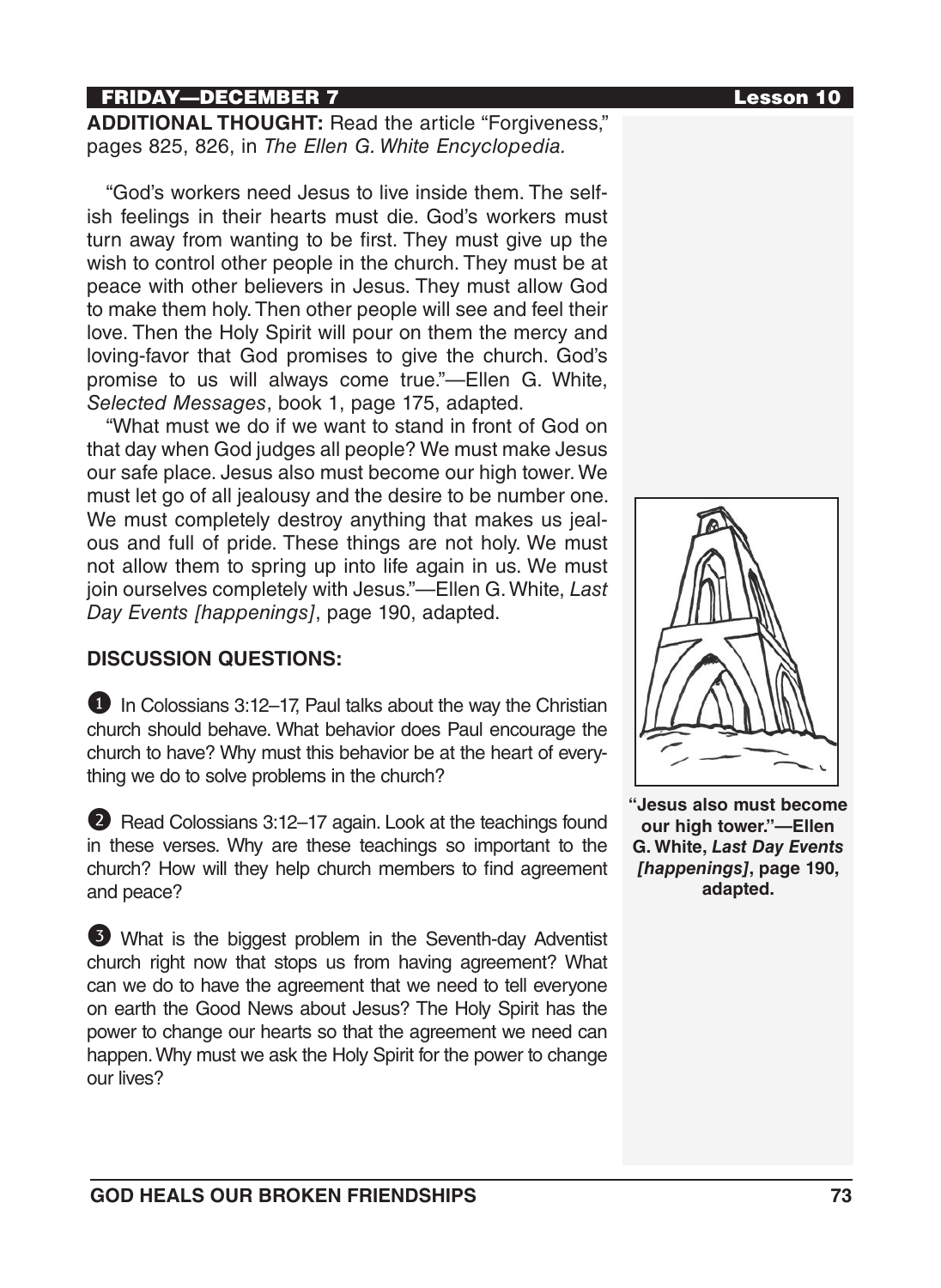**FRIDAY—DECEMBER 7** **Lesson 10**

**ADDITIONAL THOUGHT:** Read the article "Forgiveness," pages 825, 826, in *The Ellen G. White Encyclopedia.*

"God's workers need Jesus to live inside them. The selfish feelings in their hearts must die. God's workers must turn away from wanting to be first. They must give up the wish to control other people in the church. They must be at peace with other believers in Jesus. They must allow God to make them holy. Then other people will see and feel their love. Then the Holy Spirit will pour on them the mercy and loving-favor that God promises to give the church. God's promise to us will always come true."—Ellen G. White, *Selected Messages*, book 1, page 175, adapted.

"What must we do if we want to stand in front of God on that day when God judges all people? We must make Jesus our safe place. Jesus also must become our high tower. We must let go of all jealousy and the desire to be number one. We must completely destroy anything that makes us jealous and full of pride. These things are not holy. We must not allow them to spring up into life again in us. We must join ourselves completely with Jesus."—Ellen G. White, *Last Day Events [happenings]*, page 190, adapted.

**"Jesus also must become our high tower."—Ellen G. White, *Last Day Events [happenings]*, page 190, adapted.**

**DISCUSSION QUESTIONS:**

1. In Colossians 3:12–17, Paul talks about the way the Christian church should behave. What behavior does Paul encourage the church to have? Why must this behavior be at the heart of everything we do to solve problems in the church?

2. Read Colossians 3:12–17 again. Look at the teachings found in these verses. Why are these teachings so important to the church? How will they help church members to find agreement and peace?

3. What is the biggest problem in the Seventh-day Adventist church right now that stops us from having agreement? What can we do to have the agreement that we need to tell everyone on earth the Good News about Jesus? The Holy Spirit has the power to change our hearts so that the agreement we need can happen. Why must we ask the Holy Spirit for the power to change our lives?